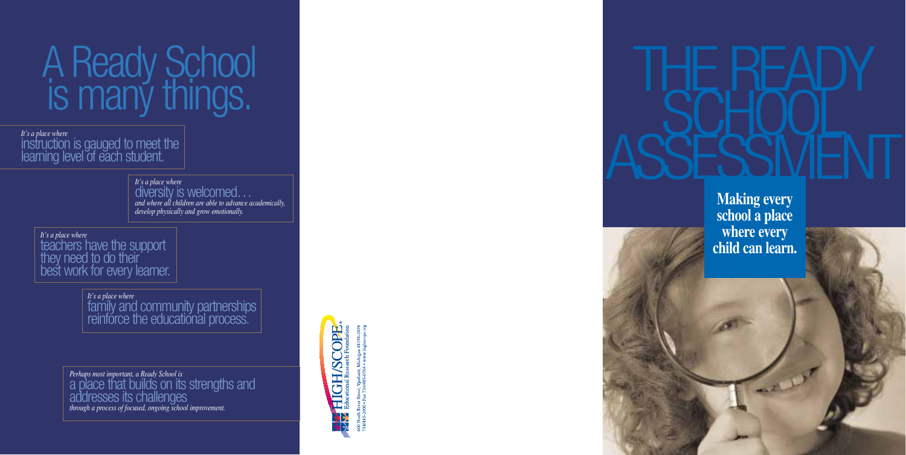# A Ready School is many things.

*It's a place where*
instruction is gauged to meet the learning level of each student.

*It's a place where*
diversity is welcomed…
*and where all children are able to advance academically, develop physically and grow emotionally.*

*It's a place where*
teachers have the support they need to do their best work for every learner.

*It's a place where*
family and community partnerships reinforce the educational process.

*Perhaps most important, a Ready School is*
a place that builds on its strengths and addresses its challenges
*through a process of focused, ongoing school improvement.*

HIGH/SCOPE®
Educational Research Foundation

600 North River Street, Ypsilanti, Michigan 48198-2898
734/485-2000 • Fax 734/485-0704 • www.highscope.org

# THE READY SCHOOL ASSESSMENT

**Making every school a place where every child can learn.**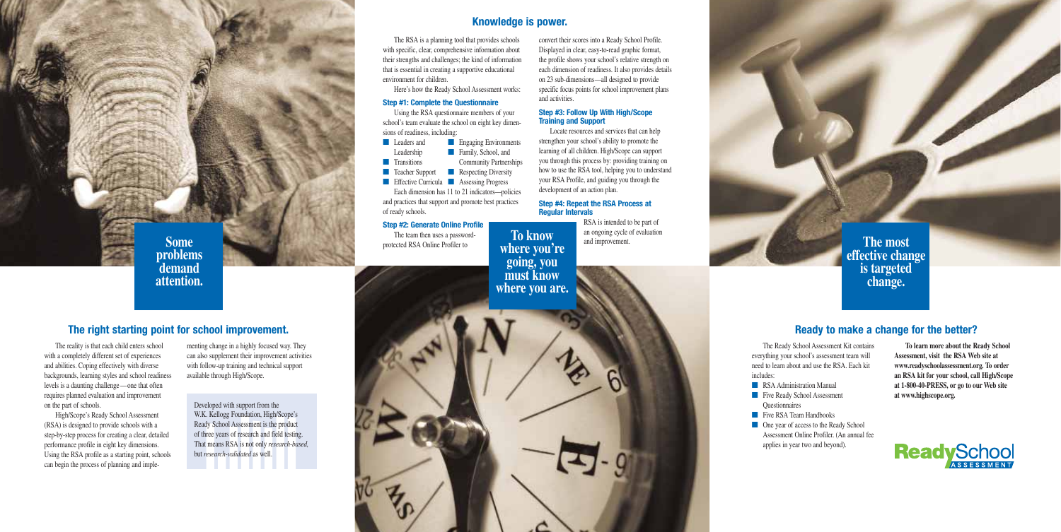**Some problems demand attention.**

## The right starting point for school improvement.

The reality is that each child enters school with a completely different set of experiences and abilities. Coping effectively with diverse backgrounds, learning styles and school readiness levels is a daunting challenge—one that often requires planned evaluation and improvement on the part of schools.

High/Scope's Ready School Assessment (RSA) is designed to provide schools with a step-by-step process for creating a clear, detailed performance profile in eight key dimensions. Using the RSA profile as a starting point, schools can begin the process of planning and implementing change in a highly focused way. They can also supplement their improvement activities with follow-up training and technical support available through High/Scope.

Developed with support from the W.K. Kellogg Foundation, High/Scope's Ready School Assessment is the product of three years of research and field testing. That means RSA is not only *research-based,* but *research-validated* as well.

## Knowledge is power.

The RSA is a planning tool that provides schools with specific, clear, comprehensive information about their strengths and challenges; the kind of information that is essential in creating a supportive educational environment for children.

Here's how the Ready School Assessment works:

### Step #1: Complete the Questionnaire

Using the RSA questionnaire members of your school's team evaluate the school on eight key dimensions of readiness, including:

- Leaders and Leadership
- Transitions
- Teacher Support
- Effective Curricula
- Engaging Environments
- Family, School, and Community Partnerships
- Respecting Diversity
- Assessing Progress

Each dimension has 11 to 21 indicators—policies and practices that support and promote best practices of ready schools.

### Step #2: Generate Online Profile

The team then uses a password-protected RSA Online Profiler to convert their scores into a Ready School Profile. Displayed in clear, easy-to-read graphic format, the profile shows your school's relative strength on each dimension of readiness. It also provides details on 23 sub-dimensions—all designed to provide specific focus points for school improvement plans and activities.

### Step #3: Follow Up With High/Scope Training and Support

Locate resources and services that can help strengthen your school's ability to promote the learning of all children. High/Scope can support you through this process by: providing training on how to use the RSA tool, helping you to understand your RSA Profile, and guiding you through the development of an action plan.

### Step #4: Repeat the RSA Process at Regular Intervals

RSA is intended to be part of an ongoing cycle of evaluation and improvement.

**To know where you're going, you must know where you are.**

**The most effective change is targeted change.**

## Ready to make a change for the better?

The Ready School Assessment Kit contains everything your school's assessment team will need to learn about and use the RSA. Each kit includes:

- RSA Administration Manual
- Five Ready School Assessment Questionnaires
- Five RSA Team Handbooks
- One year of access to the Ready School Assessment Online Profiler. (An annual fee applies in year two and beyond).

**To learn more about the Ready School Assessment, visit the RSA Web site at www.readyschoolassessment.org. To order an RSA kit for your school, call High/Scope at 1-800-40-PRESS, or go to our Web site at www.highscope.org.**

ReadySchool ASSESSMENT